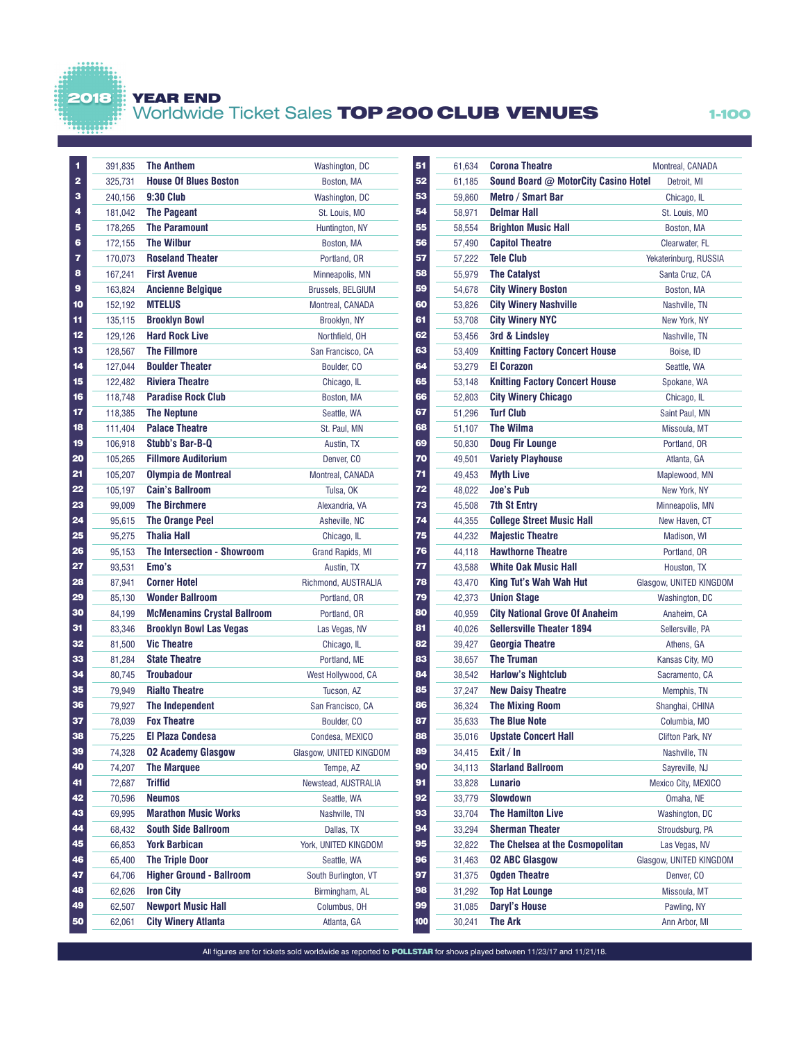# 2018 YEAR END

## Worldwide Ticket Sales TOP 200 CLUB VENUES

1-100

| Rank | Tickets | Venue | Location |
|---|---|---|---|
| 1 | 391,835 | The Anthem | Washington, DC |
| 2 | 325,731 | House Of Blues Boston | Boston, MA |
| 3 | 240,156 | 9:30 Club | Washington, DC |
| 4 | 181,042 | The Pageant | St. Louis, MO |
| 5 | 178,265 | The Paramount | Huntington, NY |
| 6 | 172,155 | The Wilbur | Boston, MA |
| 7 | 170,073 | Roseland Theater | Portland, OR |
| 8 | 167,241 | First Avenue | Minneapolis, MN |
| 9 | 163,824 | Ancienne Belgique | Brussels, BELGIUM |
| 10 | 152,192 | MTELUS | Montreal, CANADA |
| 11 | 135,115 | Brooklyn Bowl | Brooklyn, NY |
| 12 | 129,126 | Hard Rock Live | Northfield, OH |
| 13 | 128,567 | The Fillmore | San Francisco, CA |
| 14 | 127,044 | Boulder Theater | Boulder, CO |
| 15 | 122,482 | Riviera Theatre | Chicago, IL |
| 16 | 118,748 | Paradise Rock Club | Boston, MA |
| 17 | 118,385 | The Neptune | Seattle, WA |
| 18 | 111,404 | Palace Theatre | St. Paul, MN |
| 19 | 106,918 | Stubb's Bar-B-Q | Austin, TX |
| 20 | 105,265 | Fillmore Auditorium | Denver, CO |
| 21 | 105,207 | Olympia de Montreal | Montreal, CANADA |
| 22 | 105,197 | Cain's Ballroom | Tulsa, OK |
| 23 | 99,009 | The Birchmere | Alexandria, VA |
| 24 | 95,615 | The Orange Peel | Asheville, NC |
| 25 | 95,275 | Thalia Hall | Chicago, IL |
| 26 | 95,153 | The Intersection - Showroom | Grand Rapids, MI |
| 27 | 93,531 | Emo's | Austin, TX |
| 28 | 87,941 | Corner Hotel | Richmond, AUSTRALIA |
| 29 | 85,130 | Wonder Ballroom | Portland, OR |
| 30 | 84,199 | McMenamins Crystal Ballroom | Portland, OR |
| 31 | 83,346 | Brooklyn Bowl Las Vegas | Las Vegas, NV |
| 32 | 81,500 | Vic Theatre | Chicago, IL |
| 33 | 81,284 | State Theatre | Portland, ME |
| 34 | 80,745 | Troubadour | West Hollywood, CA |
| 35 | 79,949 | Rialto Theatre | Tucson, AZ |
| 36 | 79,927 | The Independent | San Francisco, CA |
| 37 | 78,039 | Fox Theatre | Boulder, CO |
| 38 | 75,225 | El Plaza Condesa | Condesa, MEXICO |
| 39 | 74,328 | O2 Academy Glasgow | Glasgow, UNITED KINGDOM |
| 40 | 74,207 | The Marquee | Tempe, AZ |
| 41 | 72,687 | Triffid | Newstead, AUSTRALIA |
| 42 | 70,596 | Neumos | Seattle, WA |
| 43 | 69,995 | Marathon Music Works | Nashville, TN |
| 44 | 68,432 | South Side Ballroom | Dallas, TX |
| 45 | 66,853 | York Barbican | York, UNITED KINGDOM |
| 46 | 65,400 | The Triple Door | Seattle, WA |
| 47 | 64,706 | Higher Ground - Ballroom | South Burlington, VT |
| 48 | 62,626 | Iron City | Birmingham, AL |
| 49 | 62,507 | Newport Music Hall | Columbus, OH |
| 50 | 62,061 | City Winery Atlanta | Atlanta, GA |
| 51 | 61,634 | Corona Theatre | Montreal, CANADA |
| 52 | 61,185 | Sound Board @ MotorCity Casino Hotel | Detroit, MI |
| 53 | 59,860 | Metro / Smart Bar | Chicago, IL |
| 54 | 58,971 | Delmar Hall | St. Louis, MO |
| 55 | 58,554 | Brighton Music Hall | Boston, MA |
| 56 | 57,490 | Capitol Theatre | Clearwater, FL |
| 57 | 57,222 | Tele Club | Yekaterinburg, RUSSIA |
| 58 | 55,979 | The Catalyst | Santa Cruz, CA |
| 59 | 54,678 | City Winery Boston | Boston, MA |
| 60 | 53,826 | City Winery Nashville | Nashville, TN |
| 61 | 53,708 | City Winery NYC | New York, NY |
| 62 | 53,456 | 3rd & Lindsley | Nashville, TN |
| 63 | 53,409 | Knitting Factory Concert House | Boise, ID |
| 64 | 53,279 | El Corazon | Seattle, WA |
| 65 | 53,148 | Knitting Factory Concert House | Spokane, WA |
| 66 | 52,803 | City Winery Chicago | Chicago, IL |
| 67 | 51,296 | Turf Club | Saint Paul, MN |
| 68 | 51,107 | The Wilma | Missoula, MT |
| 69 | 50,830 | Doug Fir Lounge | Portland, OR |
| 70 | 49,501 | Variety Playhouse | Atlanta, GA |
| 71 | 49,453 | Myth Live | Maplewood, MN |
| 72 | 48,022 | Joe's Pub | New York, NY |
| 73 | 45,508 | 7th St Entry | Minneapolis, MN |
| 74 | 44,355 | College Street Music Hall | New Haven, CT |
| 75 | 44,232 | Majestic Theatre | Madison, WI |
| 76 | 44,118 | Hawthorne Theatre | Portland, OR |
| 77 | 43,588 | White Oak Music Hall | Houston, TX |
| 78 | 43,470 | King Tut's Wah Wah Hut | Glasgow, UNITED KINGDOM |
| 79 | 42,373 | Union Stage | Washington, DC |
| 80 | 40,959 | City National Grove Of Anaheim | Anaheim, CA |
| 81 | 40,026 | Sellersville Theater 1894 | Sellersville, PA |
| 82 | 39,427 | Georgia Theatre | Athens, GA |
| 83 | 38,657 | The Truman | Kansas City, MO |
| 84 | 38,542 | Harlow's Nightclub | Sacramento, CA |
| 85 | 37,247 | New Daisy Theatre | Memphis, TN |
| 86 | 36,324 | The Mixing Room | Shanghai, CHINA |
| 87 | 35,633 | The Blue Note | Columbia, MO |
| 88 | 35,016 | Upstate Concert Hall | Clifton Park, NY |
| 89 | 34,415 | Exit / In | Nashville, TN |
| 90 | 34,113 | Starland Ballroom | Sayreville, NJ |
| 91 | 33,828 | Lunario | Mexico City, MEXICO |
| 92 | 33,779 | Slowdown | Omaha, NE |
| 93 | 33,704 | The Hamilton Live | Washington, DC |
| 94 | 33,294 | Sherman Theater | Stroudsburg, PA |
| 95 | 32,822 | The Chelsea at the Cosmopolitan | Las Vegas, NV |
| 96 | 31,463 | O2 ABC Glasgow | Glasgow, UNITED KINGDOM |
| 97 | 31,375 | Ogden Theatre | Denver, CO |
| 98 | 31,292 | Top Hat Lounge | Missoula, MT |
| 99 | 31,085 | Daryl's House | Pawling, NY |
| 100 | 30,241 | The Ark | Ann Arbor, MI |

All figures are for tickets sold worldwide as reported to POLLSTAR for shows played between 11/23/17 and 11/21/18.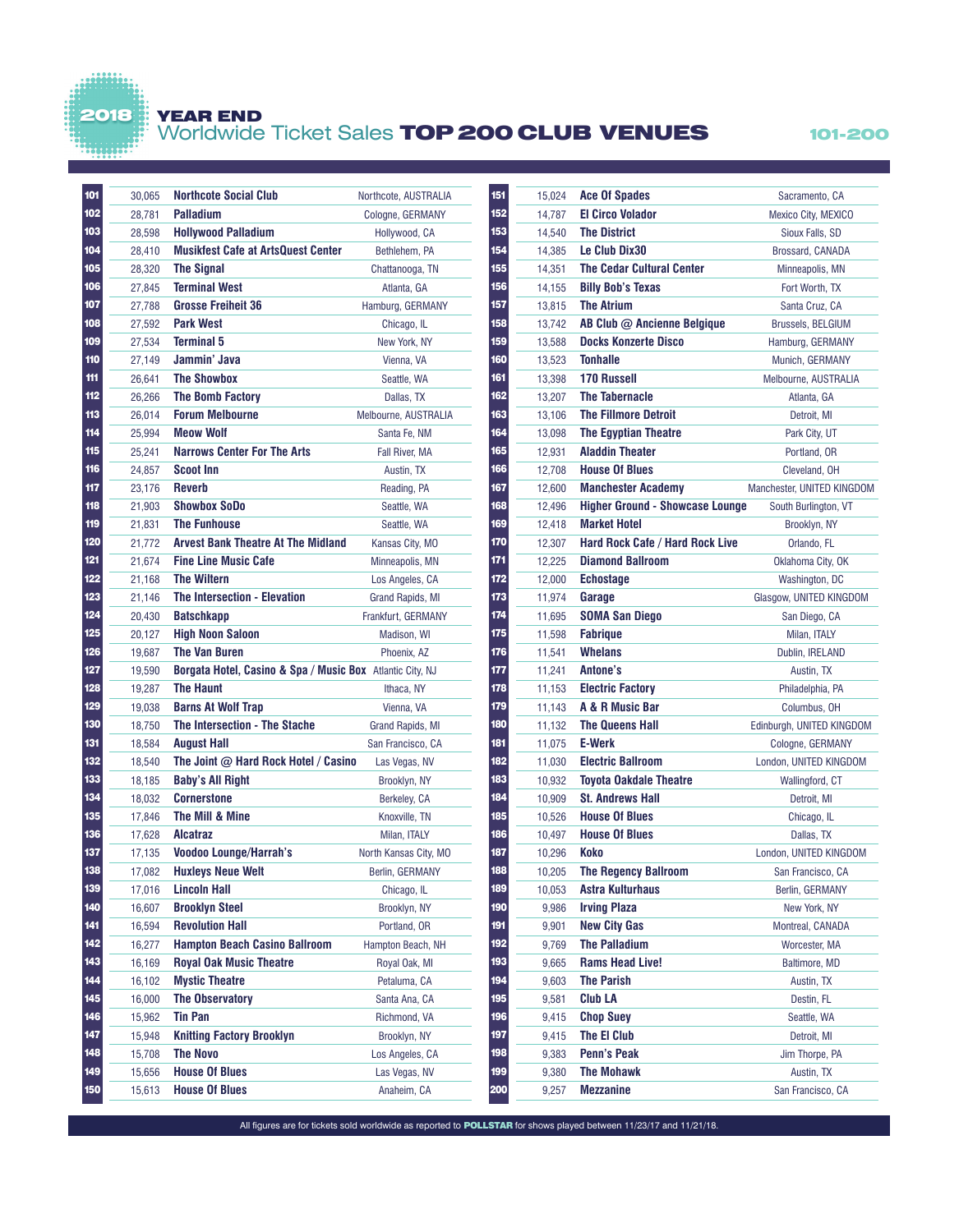# 2018 YEAR END Worldwide Ticket Sales TOP 200 CLUB VENUES

**101-200**

| Rank | Tickets | Venue | Location |
|---|---|---|---|
| 101 | 30,065 | **Northcote Social Club** | Northcote, AUSTRALIA |
| 102 | 28,781 | **Palladium** | Cologne, GERMANY |
| 103 | 28,598 | **Hollywood Palladium** | Hollywood, CA |
| 104 | 28,410 | **Musikfest Cafe at ArtsQuest Center** | Bethlehem, PA |
| 105 | 28,320 | **The Signal** | Chattanooga, TN |
| 106 | 27,845 | **Terminal West** | Atlanta, GA |
| 107 | 27,788 | **Grosse Freiheit 36** | Hamburg, GERMANY |
| 108 | 27,592 | **Park West** | Chicago, IL |
| 109 | 27,534 | **Terminal 5** | New York, NY |
| 110 | 27,149 | **Jammin' Java** | Vienna, VA |
| 111 | 26,641 | **The Showbox** | Seattle, WA |
| 112 | 26,266 | **The Bomb Factory** | Dallas, TX |
| 113 | 26,014 | **Forum Melbourne** | Melbourne, AUSTRALIA |
| 114 | 25,994 | **Meow Wolf** | Santa Fe, NM |
| 115 | 25,241 | **Narrows Center For The Arts** | Fall River, MA |
| 116 | 24,857 | **Scoot Inn** | Austin, TX |
| 117 | 23,176 | **Reverb** | Reading, PA |
| 118 | 21,903 | **Showbox SoDo** | Seattle, WA |
| 119 | 21,831 | **The Funhouse** | Seattle, WA |
| 120 | 21,772 | **Arvest Bank Theatre At The Midland** | Kansas City, MO |
| 121 | 21,674 | **Fine Line Music Cafe** | Minneapolis, MN |
| 122 | 21,168 | **The Wiltern** | Los Angeles, CA |
| 123 | 21,146 | **The Intersection - Elevation** | Grand Rapids, MI |
| 124 | 20,430 | **Batschkapp** | Frankfurt, GERMANY |
| 125 | 20,127 | **High Noon Saloon** | Madison, WI |
| 126 | 19,687 | **The Van Buren** | Phoenix, AZ |
| 127 | 19,590 | **Borgata Hotel, Casino & Spa / Music Box** | Atlantic City, NJ |
| 128 | 19,287 | **The Haunt** | Ithaca, NY |
| 129 | 19,038 | **Barns At Wolf Trap** | Vienna, VA |
| 130 | 18,750 | **The Intersection - The Stache** | Grand Rapids, MI |
| 131 | 18,584 | **August Hall** | San Francisco, CA |
| 132 | 18,540 | **The Joint @ Hard Rock Hotel / Casino** | Las Vegas, NV |
| 133 | 18,185 | **Baby's All Right** | Brooklyn, NY |
| 134 | 18,032 | **Cornerstone** | Berkeley, CA |
| 135 | 17,846 | **The Mill & Mine** | Knoxville, TN |
| 136 | 17,628 | **Alcatraz** | Milan, ITALY |
| 137 | 17,135 | **Voodoo Lounge/Harrah's** | North Kansas City, MO |
| 138 | 17,082 | **Huxleys Neue Welt** | Berlin, GERMANY |
| 139 | 17,016 | **Lincoln Hall** | Chicago, IL |
| 140 | 16,607 | **Brooklyn Steel** | Brooklyn, NY |
| 141 | 16,594 | **Revolution Hall** | Portland, OR |
| 142 | 16,277 | **Hampton Beach Casino Ballroom** | Hampton Beach, NH |
| 143 | 16,169 | **Royal Oak Music Theatre** | Royal Oak, MI |
| 144 | 16,102 | **Mystic Theatre** | Petaluma, CA |
| 145 | 16,000 | **The Observatory** | Santa Ana, CA |
| 146 | 15,962 | **Tin Pan** | Richmond, VA |
| 147 | 15,948 | **Knitting Factory Brooklyn** | Brooklyn, NY |
| 148 | 15,708 | **The Novo** | Los Angeles, CA |
| 149 | 15,656 | **House Of Blues** | Las Vegas, NV |
| 150 | 15,613 | **House Of Blues** | Anaheim, CA |
| 151 | 15,024 | **Ace Of Spades** | Sacramento, CA |
| 152 | 14,787 | **El Circo Volador** | Mexico City, MEXICO |
| 153 | 14,540 | **The District** | Sioux Falls, SD |
| 154 | 14,385 | **Le Club Dix30** | Brossard, CANADA |
| 155 | 14,351 | **The Cedar Cultural Center** | Minneapolis, MN |
| 156 | 14,155 | **Billy Bob's Texas** | Fort Worth, TX |
| 157 | 13,815 | **The Atrium** | Santa Cruz, CA |
| 158 | 13,742 | **AB Club @ Ancienne Belgique** | Brussels, BELGIUM |
| 159 | 13,588 | **Docks Konzerte Disco** | Hamburg, GERMANY |
| 160 | 13,523 | **Tonhalle** | Munich, GERMANY |
| 161 | 13,398 | **170 Russell** | Melbourne, AUSTRALIA |
| 162 | 13,207 | **The Tabernacle** | Atlanta, GA |
| 163 | 13,106 | **The Fillmore Detroit** | Detroit, MI |
| 164 | 13,098 | **The Egyptian Theatre** | Park City, UT |
| 165 | 12,931 | **Aladdin Theater** | Portland, OR |
| 166 | 12,708 | **House Of Blues** | Cleveland, OH |
| 167 | 12,600 | **Manchester Academy** | Manchester, UNITED KINGDOM |
| 168 | 12,496 | **Higher Ground - Showcase Lounge** | South Burlington, VT |
| 169 | 12,418 | **Market Hotel** | Brooklyn, NY |
| 170 | 12,307 | **Hard Rock Cafe / Hard Rock Live** | Orlando, FL |
| 171 | 12,225 | **Diamond Ballroom** | Oklahoma City, OK |
| 172 | 12,000 | **Echostage** | Washington, DC |
| 173 | 11,974 | **Garage** | Glasgow, UNITED KINGDOM |
| 174 | 11,695 | **SOMA San Diego** | San Diego, CA |
| 175 | 11,598 | **Fabrique** | Milan, ITALY |
| 176 | 11,541 | **Whelans** | Dublin, IRELAND |
| 177 | 11,241 | **Antone's** | Austin, TX |
| 178 | 11,153 | **Electric Factory** | Philadelphia, PA |
| 179 | 11,143 | **A & R Music Bar** | Columbus, OH |
| 180 | 11,132 | **The Queens Hall** | Edinburgh, UNITED KINGDOM |
| 181 | 11,075 | **E-Werk** | Cologne, GERMANY |
| 182 | 11,030 | **Electric Ballroom** | London, UNITED KINGDOM |
| 183 | 10,932 | **Toyota Oakdale Theatre** | Wallingford, CT |
| 184 | 10,909 | **St. Andrews Hall** | Detroit, MI |
| 185 | 10,526 | **House Of Blues** | Chicago, IL |
| 186 | 10,497 | **House Of Blues** | Dallas, TX |
| 187 | 10,296 | **Koko** | London, UNITED KINGDOM |
| 188 | 10,205 | **The Regency Ballroom** | San Francisco, CA |
| 189 | 10,053 | **Astra Kulturhaus** | Berlin, GERMANY |
| 190 | 9,986 | **Irving Plaza** | New York, NY |
| 191 | 9,901 | **New City Gas** | Montreal, CANADA |
| 192 | 9,769 | **The Palladium** | Worcester, MA |
| 193 | 9,665 | **Rams Head Live!** | Baltimore, MD |
| 194 | 9,603 | **The Parish** | Austin, TX |
| 195 | 9,581 | **Club LA** | Destin, FL |
| 196 | 9,415 | **Chop Suey** | Seattle, WA |
| 197 | 9,415 | **The El Club** | Detroit, MI |
| 198 | 9,383 | **Penn's Peak** | Jim Thorpe, PA |
| 199 | 9,380 | **The Mohawk** | Austin, TX |
| 200 | 9,257 | **Mezzanine** | San Francisco, CA |

All figures are for tickets sold worldwide as reported to **POLLSTAR** for shows played between 11/23/17 and 11/21/18.